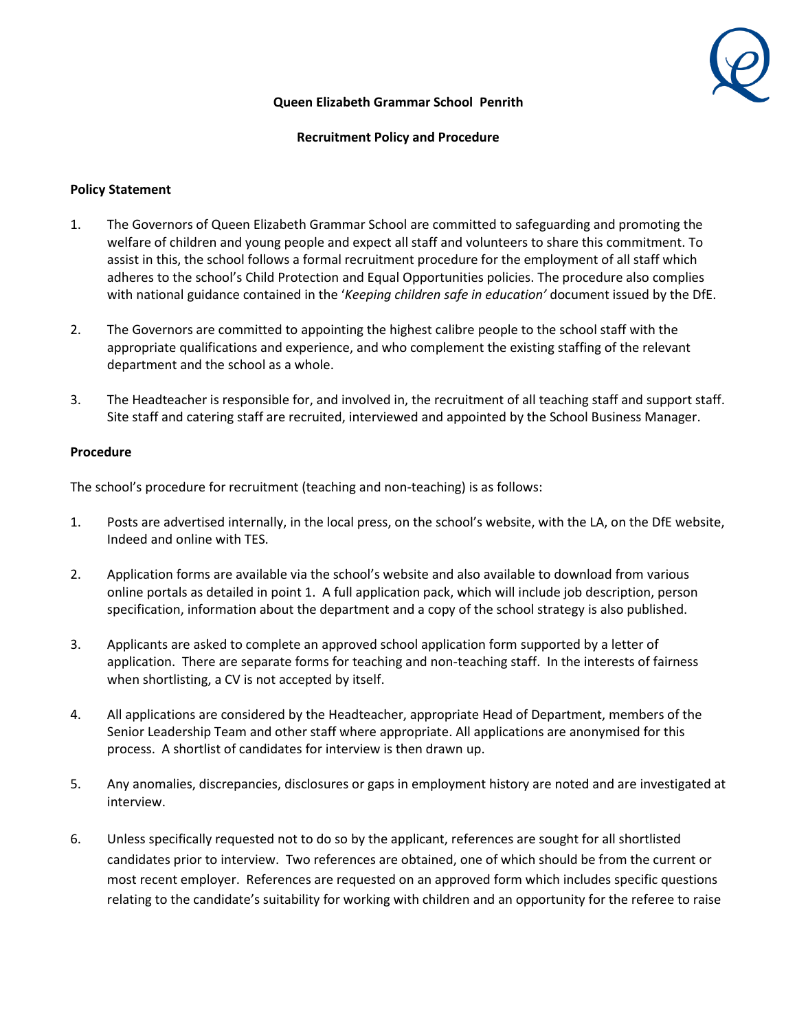# Queen Elizabeth Grammar School Penrith

## Recruitment Policy and Procedure

### Policy Statement

1. The Governors of Queen Elizabeth Grammar School are committed to safeguarding and promoting the welfare of children and young people and expect all staff and volunteers to share this commitment. To assist in this, the school follows a formal recruitment procedure for the employment of all staff which adheres to the school's Child Protection and Equal Opportunities policies. The procedure also complies with national guidance contained in the '*Keeping children safe in education'* document issued by the DfE.

2. The Governors are committed to appointing the highest calibre people to the school staff with the appropriate qualifications and experience, and who complement the existing staffing of the relevant department and the school as a whole.

3. The Headteacher is responsible for, and involved in, the recruitment of all teaching staff and support staff. Site staff and catering staff are recruited, interviewed and appointed by the School Business Manager.

### Procedure

The school's procedure for recruitment (teaching and non-teaching) is as follows:

1. Posts are advertised internally, in the local press, on the school's website, with the LA, on the DfE website, Indeed and online with TES.

2. Application forms are available via the school's website and also available to download from various online portals as detailed in point 1. A full application pack, which will include job description, person specification, information about the department and a copy of the school strategy is also published.

3. Applicants are asked to complete an approved school application form supported by a letter of application. There are separate forms for teaching and non-teaching staff. In the interests of fairness when shortlisting, a CV is not accepted by itself.

4. All applications are considered by the Headteacher, appropriate Head of Department, members of the Senior Leadership Team and other staff where appropriate. All applications are anonymised for this process. A shortlist of candidates for interview is then drawn up.

5. Any anomalies, discrepancies, disclosures or gaps in employment history are noted and are investigated at interview.

6. Unless specifically requested not to do so by the applicant, references are sought for all shortlisted candidates prior to interview. Two references are obtained, one of which should be from the current or most recent employer. References are requested on an approved form which includes specific questions relating to the candidate's suitability for working with children and an opportunity for the referee to raise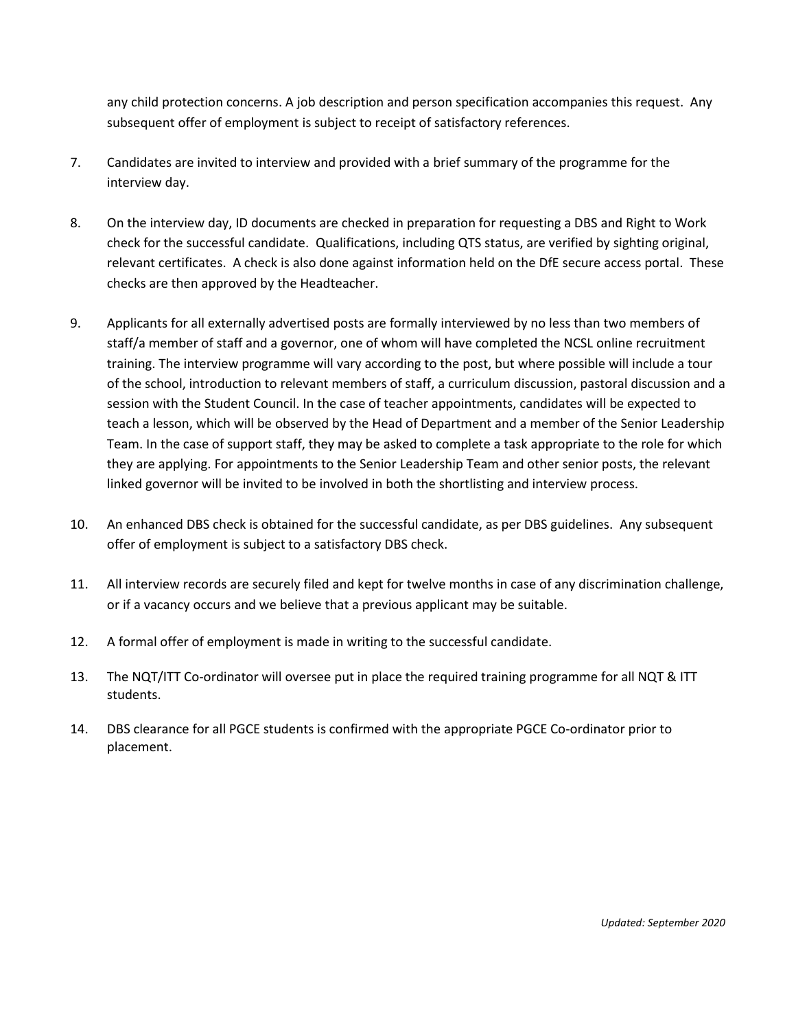any child protection concerns. A job description and person specification accompanies this request. Any subsequent offer of employment is subject to receipt of satisfactory references.

7. Candidates are invited to interview and provided with a brief summary of the programme for the interview day.

8. On the interview day, ID documents are checked in preparation for requesting a DBS and Right to Work check for the successful candidate. Qualifications, including QTS status, are verified by sighting original, relevant certificates. A check is also done against information held on the DfE secure access portal. These checks are then approved by the Headteacher.

9. Applicants for all externally advertised posts are formally interviewed by no less than two members of staff/a member of staff and a governor, one of whom will have completed the NCSL online recruitment training. The interview programme will vary according to the post, but where possible will include a tour of the school, introduction to relevant members of staff, a curriculum discussion, pastoral discussion and a session with the Student Council. In the case of teacher appointments, candidates will be expected to teach a lesson, which will be observed by the Head of Department and a member of the Senior Leadership Team. In the case of support staff, they may be asked to complete a task appropriate to the role for which they are applying. For appointments to the Senior Leadership Team and other senior posts, the relevant linked governor will be invited to be involved in both the shortlisting and interview process.

10. An enhanced DBS check is obtained for the successful candidate, as per DBS guidelines. Any subsequent offer of employment is subject to a satisfactory DBS check.

11. All interview records are securely filed and kept for twelve months in case of any discrimination challenge, or if a vacancy occurs and we believe that a previous applicant may be suitable.

12. A formal offer of employment is made in writing to the successful candidate.

13. The NQT/ITT Co-ordinator will oversee put in place the required training programme for all NQT & ITT students.

14. DBS clearance for all PGCE students is confirmed with the appropriate PGCE Co-ordinator prior to placement.

*Updated: September 2020*